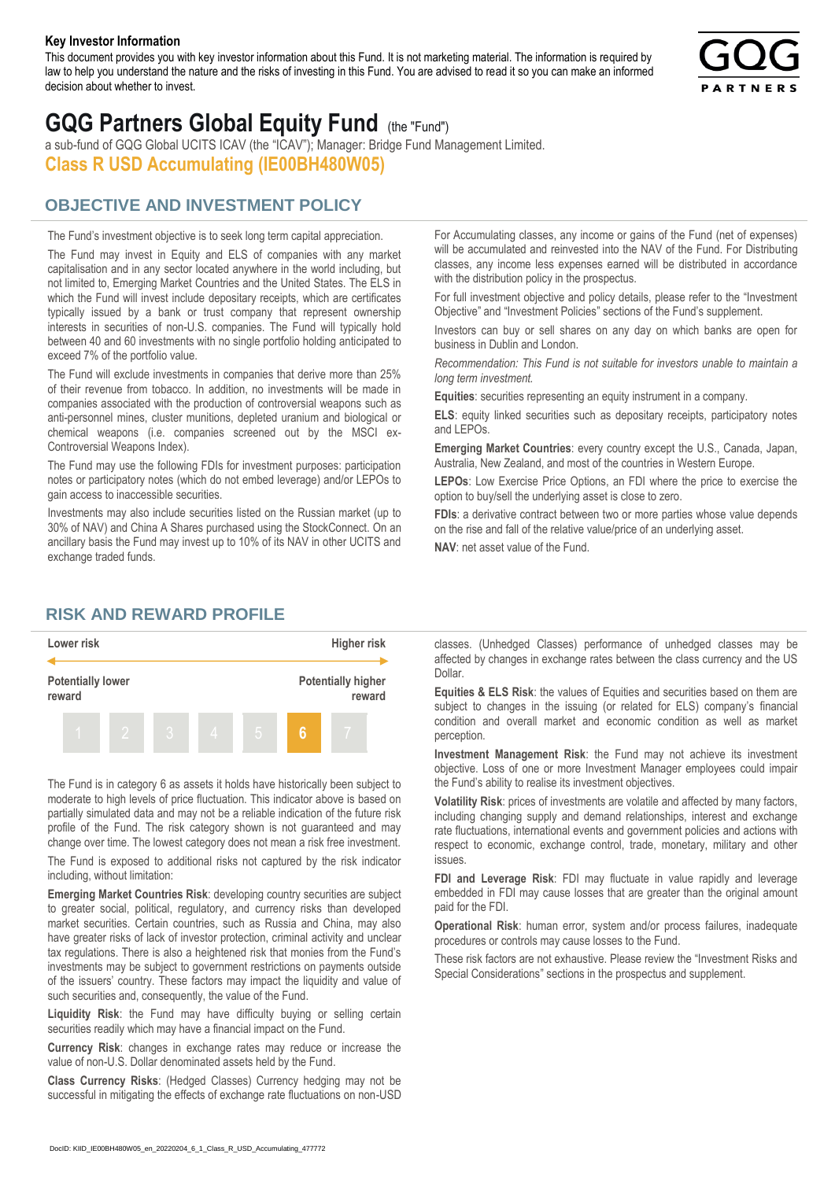**Key Investor Information**

This document provides you with key investor information about this Fund. It is not marketing material. The information is required by law to help you understand the nature and the risks of investing in this Fund. You are advised to read it so you can make an informed decision about whether to invest.

# GQG Partners Global Equity Fund (the "Fund")

a sub-fund of GQG Global UCITS ICAV (the "ICAV"); Manager: Bridge Fund Management Limited.

**Class R USD Accumulating (IE00BH480W05)**

## OBJECTIVE AND INVESTMENT POLICY

The Fund's investment objective is to seek long term capital appreciation.

The Fund may invest in Equity and ELS of companies with any market capitalisation and in any sector located anywhere in the world including, but not limited to, Emerging Market Countries and the United States. The ELS in which the Fund will invest include depositary receipts, which are certificates typically issued by a bank or trust company that represent ownership interests in securities of non-U.S. companies. The Fund will typically hold between 40 and 60 investments with no single portfolio holding anticipated to exceed 7% of the portfolio value.

The Fund will exclude investments in companies that derive more than 25% of their revenue from tobacco. In addition, no investments will be made in companies associated with the production of controversial weapons such as anti-personnel mines, cluster munitions, depleted uranium and biological or chemical weapons (i.e. companies screened out by the MSCI ex-Controversial Weapons Index).

The Fund may use the following FDIs for investment purposes: participation notes or participatory notes (which do not embed leverage) and/or LEPOs to gain access to inaccessible securities.

Investments may also include securities listed on the Russian market (up to 30% of NAV) and China A Shares purchased using the StockConnect. On an ancillary basis the Fund may invest up to 10% of its NAV in other UCITS and exchange traded funds.

For Accumulating classes, any income or gains of the Fund (net of expenses) will be accumulated and reinvested into the NAV of the Fund. For Distributing classes, any income less expenses earned will be distributed in accordance with the distribution policy in the prospectus.

For full investment objective and policy details, please refer to the "Investment Objective" and "Investment Policies" sections of the Fund's supplement.

Investors can buy or sell shares on any day on which banks are open for business in Dublin and London.

*Recommendation: This Fund is not suitable for investors unable to maintain a long term investment.*

**Equities**: securities representing an equity instrument in a company.

**ELS**: equity linked securities such as depositary receipts, participatory notes and LEPOs.

**Emerging Market Countries**: every country except the U.S., Canada, Japan, Australia, New Zealand, and most of the countries in Western Europe.

**LEPOs**: Low Exercise Price Options, an FDI where the price to exercise the option to buy/sell the underlying asset is close to zero.

**FDIs**: a derivative contract between two or more parties whose value depends on the rise and fall of the relative value/price of an underlying asset.

**NAV**: net asset value of the Fund.

## RISK AND REWARD PROFILE

| Lower risk | | | | | | Higher risk |
|---|---|---|---|---|---|---|
| Potentially lower reward | | | | | | Potentially higher reward |
| 1 | 2 | 3 | 4 | 5 | **6** | 7 |

The Fund is in category 6 as assets it holds have historically been subject to moderate to high levels of price fluctuation. This indicator above is based on partially simulated data and may not be a reliable indication of the future risk profile of the Fund. The risk category shown is not guaranteed and may change over time. The lowest category does not mean a risk free investment.

The Fund is exposed to additional risks not captured by the risk indicator including, without limitation:

**Emerging Market Countries Risk**: developing country securities are subject to greater social, political, regulatory, and currency risks than developed market securities. Certain countries, such as Russia and China, may also have greater risks of lack of investor protection, criminal activity and unclear tax regulations. There is also a heightened risk that monies from the Fund's investments may be subject to government restrictions on payments outside of the issuers' country. These factors may impact the liquidity and value of such securities and, consequently, the value of the Fund.

**Liquidity Risk**: the Fund may have difficulty buying or selling certain securities readily which may have a financial impact on the Fund.

**Currency Risk**: changes in exchange rates may reduce or increase the value of non-U.S. Dollar denominated assets held by the Fund.

**Class Currency Risks**: (Hedged Classes) Currency hedging may not be successful in mitigating the effects of exchange rate fluctuations on non-USD classes. (Unhedged Classes) performance of unhedged classes may be affected by changes in exchange rates between the class currency and the US Dollar.

**Equities & ELS Risk**: the values of Equities and securities based on them are subject to changes in the issuing (or related for ELS) company's financial condition and overall market and economic condition as well as market perception.

**Investment Management Risk**: the Fund may not achieve its investment objective. Loss of one or more Investment Manager employees could impair the Fund's ability to realise its investment objectives.

**Volatility Risk**: prices of investments are volatile and affected by many factors, including changing supply and demand relationships, interest and exchange rate fluctuations, international events and government policies and actions with respect to economic, exchange control, trade, monetary, military and other issues.

**FDI and Leverage Risk**: FDI may fluctuate in value rapidly and leverage embedded in FDI may cause losses that are greater than the original amount paid for the FDI.

**Operational Risk**: human error, system and/or process failures, inadequate procedures or controls may cause losses to the Fund.

These risk factors are not exhaustive. Please review the "Investment Risks and Special Considerations" sections in the prospectus and supplement.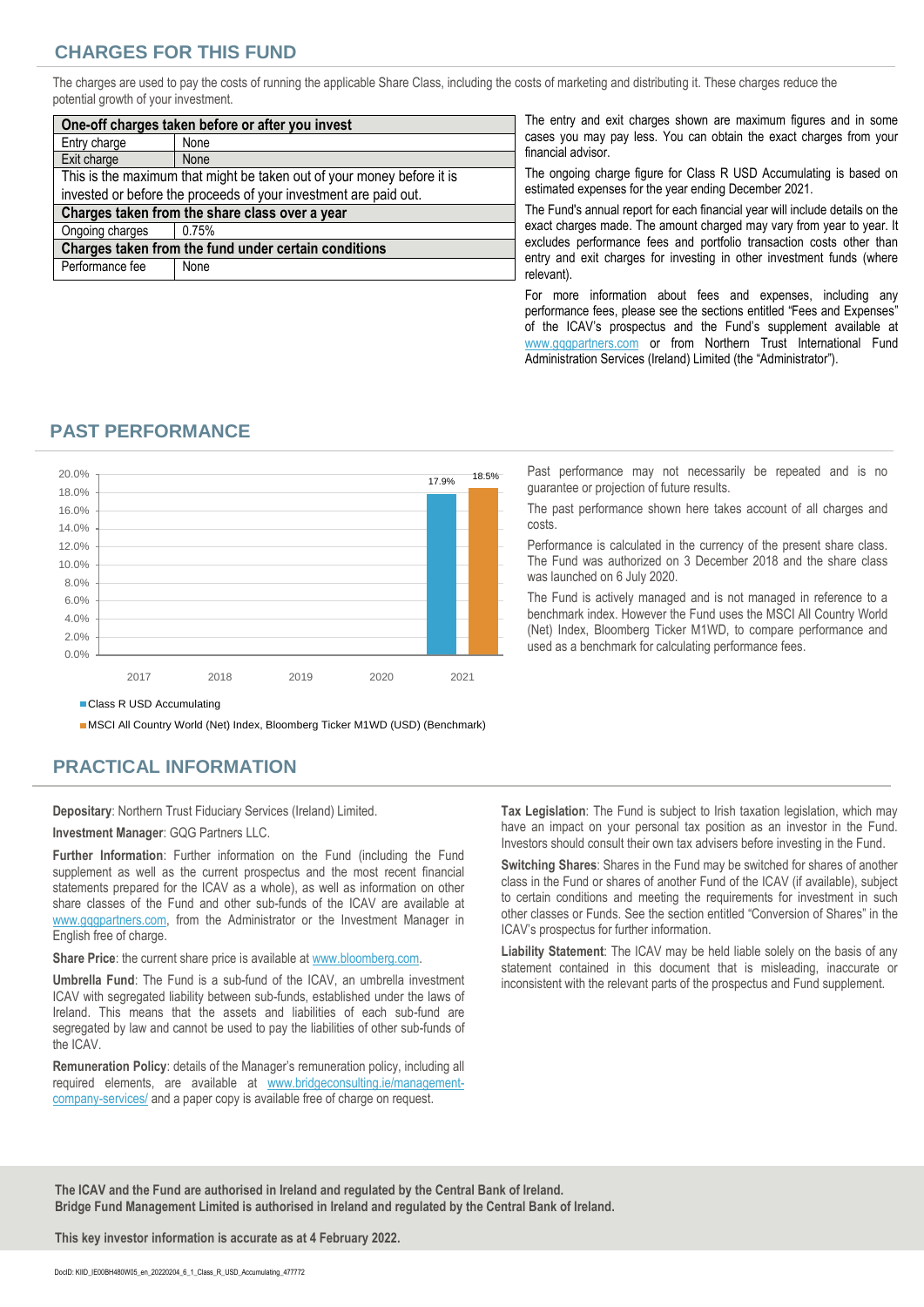## CHARGES FOR THIS FUND

The charges are used to pay the costs of running the applicable Share Class, including the costs of marketing and distributing it. These charges reduce the potential growth of your investment.

| One-off charges taken before or after you invest | |
|---|---|
| Entry charge | None |
| Exit charge | None |
| This is the maximum that might be taken out of your money before it is invested or before the proceeds of your investment are paid out. | |
| **Charges taken from the share class over a year** | |
| Ongoing charges | 0.75% |
| **Charges taken from the fund under certain conditions** | |
| Performance fee | None |

The entry and exit charges shown are maximum figures and in some cases you may pay less. You can obtain the exact charges from your financial advisor.

The ongoing charge figure for Class R USD Accumulating is based on estimated expenses for the year ending December 2021.

The Fund's annual report for each financial year will include details on the exact charges made. The amount charged may vary from year to year. It excludes performance fees and portfolio transaction costs other than entry and exit charges for investing in other investment funds (where relevant).

For more information about fees and expenses, including any performance fees, please see the sections entitled "Fees and Expenses" of the ICAV's prospectus and the Fund's supplement available at www.gqgpartners.com or from Northern Trust International Fund Administration Services (Ireland) Limited (the "Administrator").

## PAST PERFORMANCE

20.0%
18.0%
16.0%
14.0%
12.0%
10.0%
8.0%
6.0%
4.0%
2.0%
0.0%

17.9%
18.5%

2017
2018
2019
2020
2021

Class R USD Accumulating

MSCI All Country World (Net) Index, Bloomberg Ticker M1WD (USD) (Benchmark)

Past performance may not necessarily be repeated and is no guarantee or projection of future results.

The past performance shown here takes account of all charges and costs.

Performance is calculated in the currency of the present share class. The Fund was authorized on 3 December 2018 and the share class was launched on 6 July 2020.

The Fund is actively managed and is not managed in reference to a benchmark index. However the Fund uses the MSCI All Country World (Net) Index, Bloomberg Ticker M1WD, to compare performance and used as a benchmark for calculating performance fees.

## PRACTICAL INFORMATION

**Depositary**: Northern Trust Fiduciary Services (Ireland) Limited.

**Investment Manager**: GQG Partners LLC.

**Further Information**: Further information on the Fund (including the Fund supplement as well as the current prospectus and the most recent financial statements prepared for the ICAV as a whole), as well as information on other share classes of the Fund and other sub-funds of the ICAV are available at www.gqgpartners.com, from the Administrator or the Investment Manager in English free of charge.

**Share Price**: the current share price is available at www.bloomberg.com.

**Umbrella Fund**: The Fund is a sub-fund of the ICAV, an umbrella investment ICAV with segregated liability between sub-funds, established under the laws of Ireland. This means that the assets and liabilities of each sub-fund are segregated by law and cannot be used to pay the liabilities of other sub-funds of the ICAV.

**Remuneration Policy**: details of the Manager's remuneration policy, including all required elements, are available at www.bridgeconsulting.ie/management-company-services/ and a paper copy is available free of charge on request.

**Tax Legislation**: The Fund is subject to Irish taxation legislation, which may have an impact on your personal tax position as an investor in the Fund. Investors should consult their own tax advisers before investing in the Fund.

**Switching Shares**: Shares in the Fund may be switched for shares of another class in the Fund or shares of another Fund of the ICAV (if available), subject to certain conditions and meeting the requirements for investment in such other classes or Funds. See the section entitled "Conversion of Shares" in the ICAV's prospectus for further information.

**Liability Statement**: The ICAV may be held liable solely on the basis of any statement contained in this document that is misleading, inaccurate or inconsistent with the relevant parts of the prospectus and Fund supplement.

**The ICAV and the Fund are authorised in Ireland and regulated by the Central Bank of Ireland.**
**Bridge Fund Management Limited is authorised in Ireland and regulated by the Central Bank of Ireland.**

**This key investor information is accurate as at 4 February 2022.**

DocID: KIID_IE00BH480W05_en_20220204_6_1_Class_R_USD_Accumulating_477772